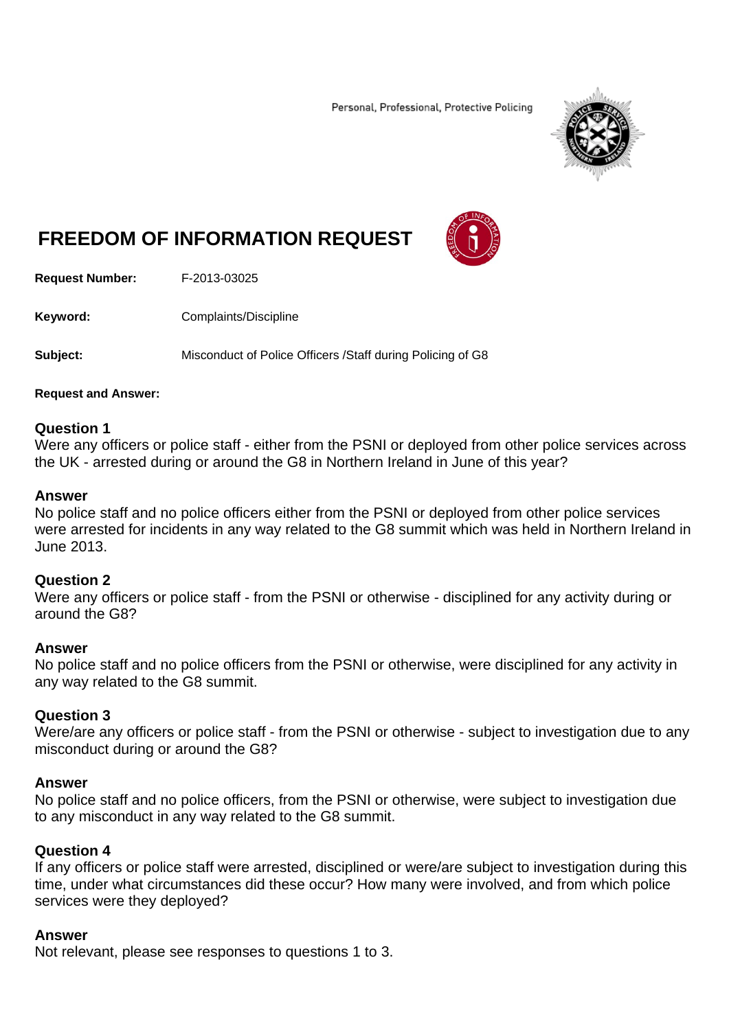Personal, Professional, Protective Policing

# FREEDOM OF INFORMATION REQUEST

**Request Number:** F-2013-03025

**Keyword:** Complaints/Discipline

**Subject:** Misconduct of Police Officers /Staff during Policing of G8

**Request and Answer:**

**Question 1**
Were any officers or police staff - either from the PSNI or deployed from other police services across the UK - arrested during or around the G8 in Northern Ireland in June of this year?

**Answer**
No police staff and no police officers either from the PSNI or deployed from other police services were arrested for incidents in any way related to the G8 summit which was held in Northern Ireland in June 2013.

**Question 2**
Were any officers or police staff - from the PSNI or otherwise - disciplined for any activity during or around the G8?

**Answer**
No police staff and no police officers from the PSNI or otherwise, were disciplined for any activity in any way related to the G8 summit.

**Question 3**
Were/are any officers or police staff - from the PSNI or otherwise - subject to investigation due to any misconduct during or around the G8?

**Answer**
No police staff and no police officers, from the PSNI or otherwise, were subject to investigation due to any misconduct in any way related to the G8 summit.

**Question 4**
If any officers or police staff were arrested, disciplined or were/are subject to investigation during this time, under what circumstances did these occur? How many were involved, and from which police services were they deployed?

**Answer**
Not relevant, please see responses to questions 1 to 3.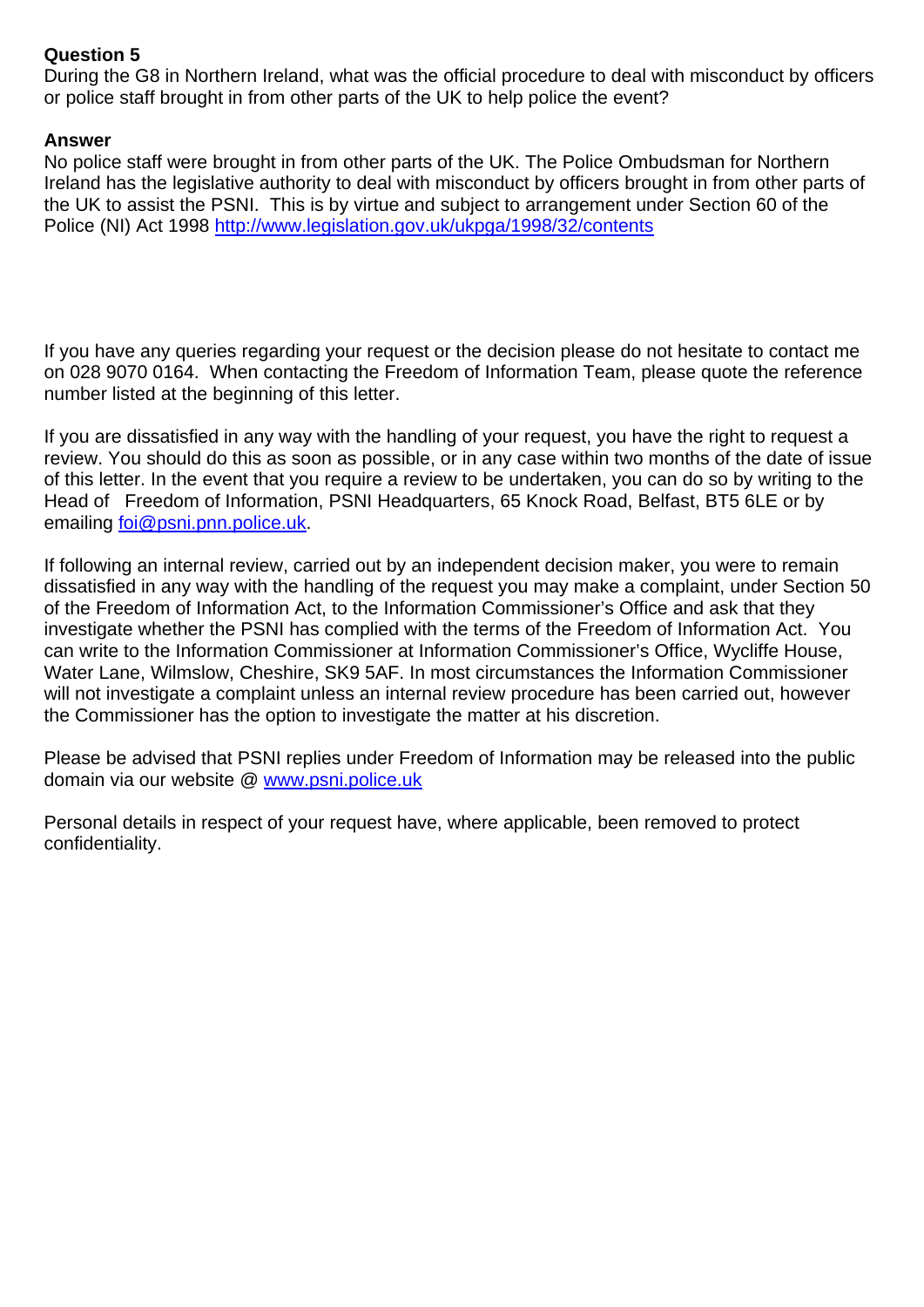**Question 5**
During the G8 in Northern Ireland, what was the official procedure to deal with misconduct by officers or police staff brought in from other parts of the UK to help police the event?

**Answer**
No police staff were brought in from other parts of the UK. The Police Ombudsman for Northern Ireland has the legislative authority to deal with misconduct by officers brought in from other parts of the UK to assist the PSNI. This is by virtue and subject to arrangement under Section 60 of the Police (NI) Act 1998 http://www.legislation.gov.uk/ukpga/1998/32/contents

If you have any queries regarding your request or the decision please do not hesitate to contact me on 028 9070 0164. When contacting the Freedom of Information Team, please quote the reference number listed at the beginning of this letter.

If you are dissatisfied in any way with the handling of your request, you have the right to request a review. You should do this as soon as possible, or in any case within two months of the date of issue of this letter. In the event that you require a review to be undertaken, you can do so by writing to the Head of Freedom of Information, PSNI Headquarters, 65 Knock Road, Belfast, BT5 6LE or by emailing foi@psni.pnn.police.uk.

If following an internal review, carried out by an independent decision maker, you were to remain dissatisfied in any way with the handling of the request you may make a complaint, under Section 50 of the Freedom of Information Act, to the Information Commissioner's Office and ask that they investigate whether the PSNI has complied with the terms of the Freedom of Information Act. You can write to the Information Commissioner at Information Commissioner's Office, Wycliffe House, Water Lane, Wilmslow, Cheshire, SK9 5AF. In most circumstances the Information Commissioner will not investigate a complaint unless an internal review procedure has been carried out, however the Commissioner has the option to investigate the matter at his discretion.

Please be advised that PSNI replies under Freedom of Information may be released into the public domain via our website @ www.psni.police.uk

Personal details in respect of your request have, where applicable, been removed to protect confidentiality.